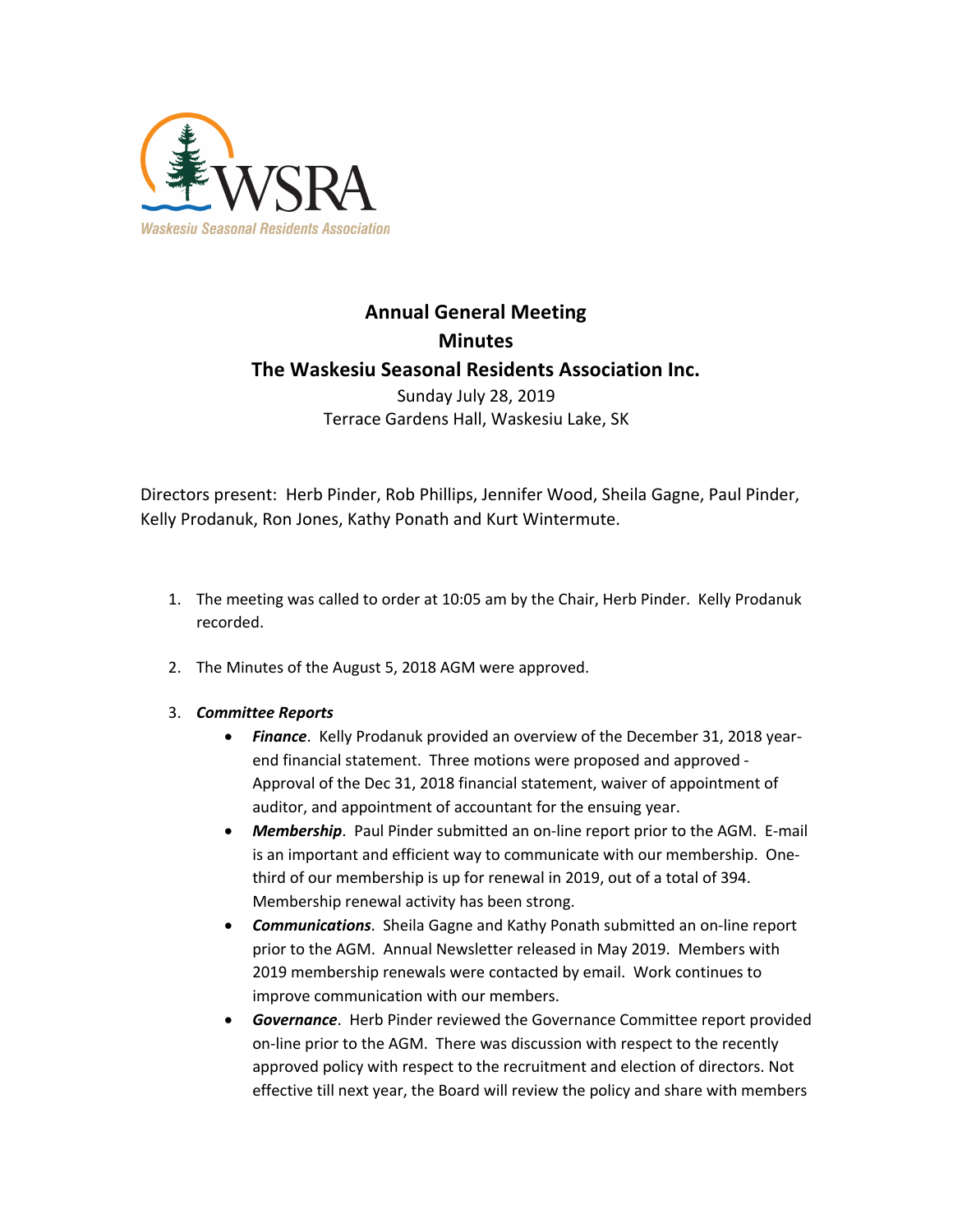# Annual General Meeting
## Minutes
## The Waskesiu Seasonal Residents Association Inc.

Sunday July 28, 2019
Terrace Gardens Hall, Waskesiu Lake, SK

Directors present: Herb Pinder, Rob Phillips, Jennifer Wood, Sheila Gagne, Paul Pinder, Kelly Prodanuk, Ron Jones, Kathy Ponath and Kurt Wintermute.

1. The meeting was called to order at 10:05 am by the Chair, Herb Pinder. Kelly Prodanuk recorded.

2. The Minutes of the August 5, 2018 AGM were approved.

3. ***Committee Reports***
   - ***Finance***. Kelly Prodanuk provided an overview of the December 31, 2018 year-end financial statement. Three motions were proposed and approved - Approval of the Dec 31, 2018 financial statement, waiver of appointment of auditor, and appointment of accountant for the ensuing year.
   - ***Membership***. Paul Pinder submitted an on-line report prior to the AGM. E-mail is an important and efficient way to communicate with our membership. One-third of our membership is up for renewal in 2019, out of a total of 394. Membership renewal activity has been strong.
   - ***Communications***. Sheila Gagne and Kathy Ponath submitted an on-line report prior to the AGM. Annual Newsletter released in May 2019. Members with 2019 membership renewals were contacted by email. Work continues to improve communication with our members.
   - ***Governance***. Herb Pinder reviewed the Governance Committee report provided on-line prior to the AGM. There was discussion with respect to the recently approved policy with respect to the recruitment and election of directors. Not effective till next year, the Board will review the policy and share with members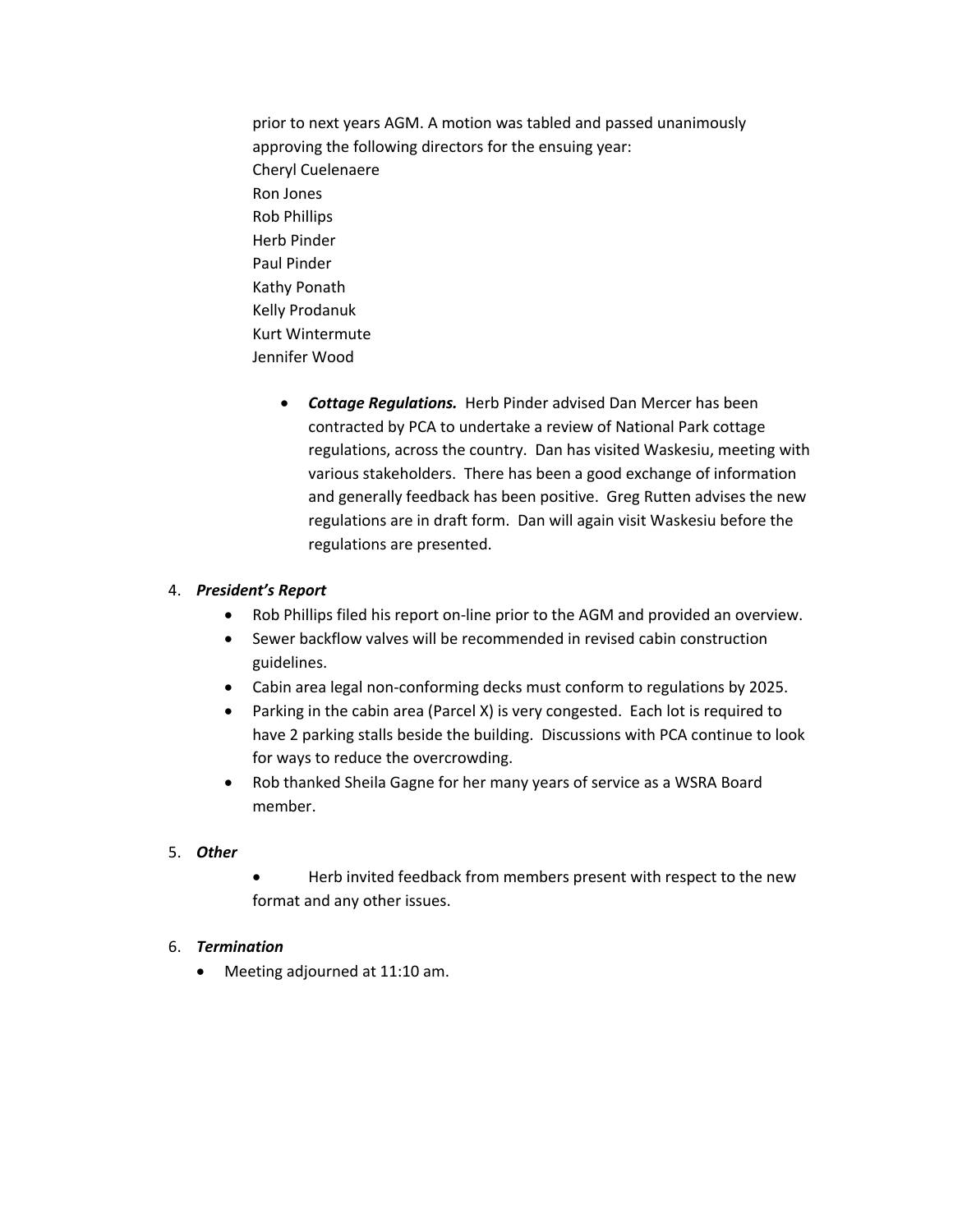prior to next years AGM. A motion was tabled and passed unanimously approving the following directors for the ensuing year:
Cheryl Cuelenaere
Ron Jones
Rob Phillips
Herb Pinder
Paul Pinder
Kathy Ponath
Kelly Prodanuk
Kurt Wintermute
Jennifer Wood

- ***Cottage Regulations.*** Herb Pinder advised Dan Mercer has been contracted by PCA to undertake a review of National Park cottage regulations, across the country. Dan has visited Waskesiu, meeting with various stakeholders. There has been a good exchange of information and generally feedback has been positive. Greg Rutten advises the new regulations are in draft form. Dan will again visit Waskesiu before the regulations are presented.

4. ***President's Report***
   - Rob Phillips filed his report on-line prior to the AGM and provided an overview.
   - Sewer backflow valves will be recommended in revised cabin construction guidelines.
   - Cabin area legal non-conforming decks must conform to regulations by 2025.
   - Parking in the cabin area (Parcel X) is very congested. Each lot is required to have 2 parking stalls beside the building. Discussions with PCA continue to look for ways to reduce the overcrowding.
   - Rob thanked Sheila Gagne for her many years of service as a WSRA Board member.

5. ***Other***
   - Herb invited feedback from members present with respect to the new format and any other issues.

6. ***Termination***
   - Meeting adjourned at 11:10 am.